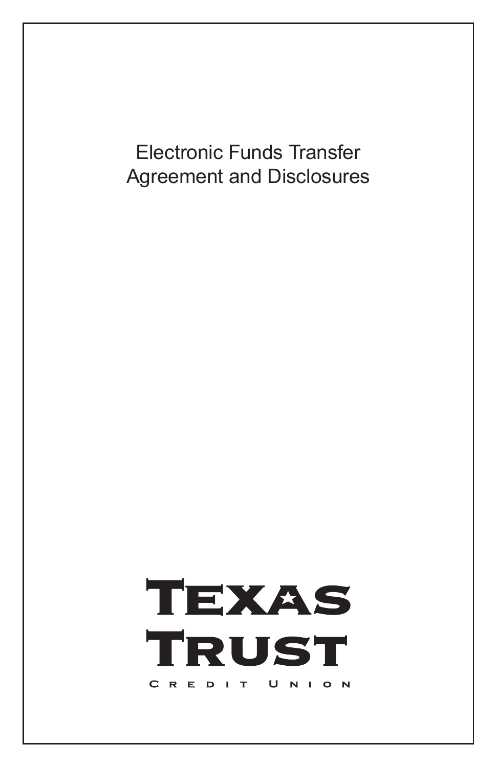# Electronic Funds Transfer Agreement and Disclosures

TEXAS TRUST

CREDIT UNION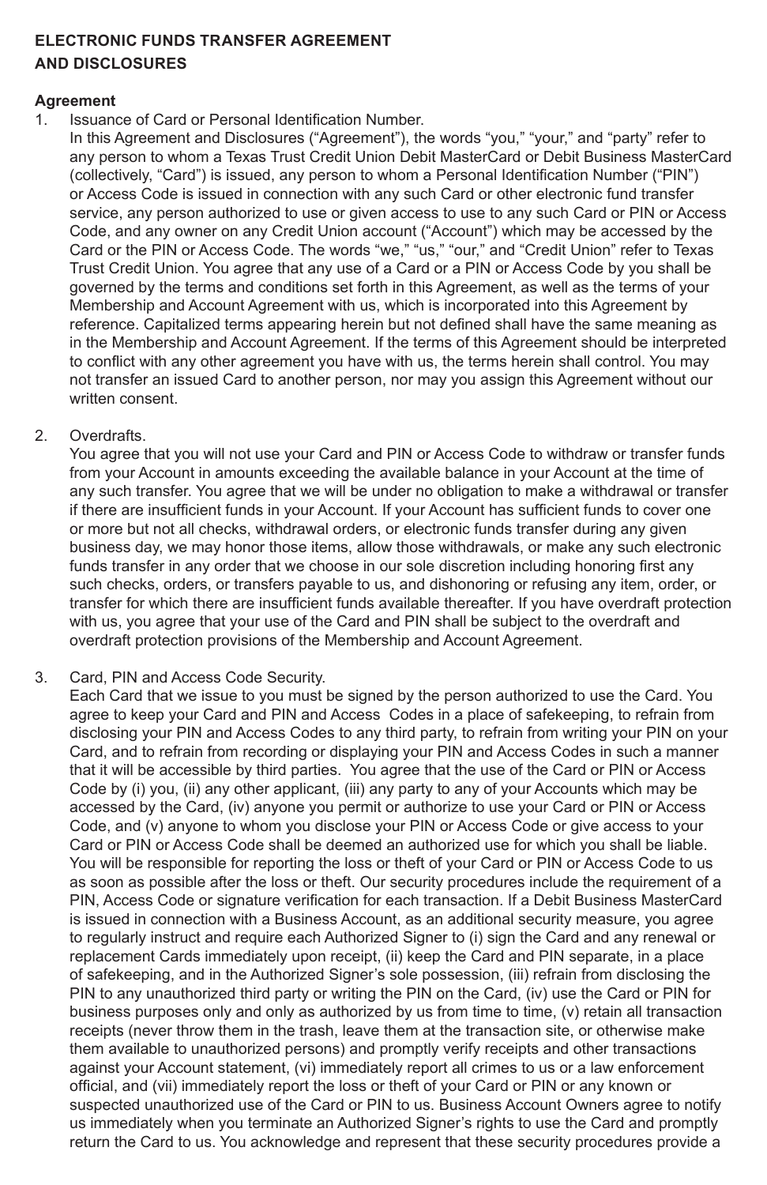**ELECTRONIC FUNDS TRANSFER AGREEMENT AND DISCLOSURES**

**Agreement**

1. Issuance of Card or Personal Identification Number.
   In this Agreement and Disclosures ("Agreement"), the words "you," "your," and "party" refer to any person to whom a Texas Trust Credit Union Debit MasterCard or Debit Business MasterCard (collectively, "Card") is issued, any person to whom a Personal Identification Number ("PIN") or Access Code is issued in connection with any such Card or other electronic fund transfer service, any person authorized to use or given access to use to any such Card or PIN or Access Code, and any owner on any Credit Union account ("Account") which may be accessed by the Card or the PIN or Access Code. The words "we," "us," "our," and "Credit Union" refer to Texas Trust Credit Union. You agree that any use of a Card or a PIN or Access Code by you shall be governed by the terms and conditions set forth in this Agreement, as well as the terms of your Membership and Account Agreement with us, which is incorporated into this Agreement by reference. Capitalized terms appearing herein but not defined shall have the same meaning as in the Membership and Account Agreement. If the terms of this Agreement should be interpreted to conflict with any other agreement you have with us, the terms herein shall control. You may not transfer an issued Card to another person, nor may you assign this Agreement without our written consent.

2. Overdrafts.
   You agree that you will not use your Card and PIN or Access Code to withdraw or transfer funds from your Account in amounts exceeding the available balance in your Account at the time of any such transfer. You agree that we will be under no obligation to make a withdrawal or transfer if there are insufficient funds in your Account. If your Account has sufficient funds to cover one or more but not all checks, withdrawal orders, or electronic funds transfer during any given business day, we may honor those items, allow those withdrawals, or make any such electronic funds transfer in any order that we choose in our sole discretion including honoring first any such checks, orders, or transfers payable to us, and dishonoring or refusing any item, order, or transfer for which there are insufficient funds available thereafter. If you have overdraft protection with us, you agree that your use of the Card and PIN shall be subject to the overdraft and overdraft protection provisions of the Membership and Account Agreement.

3. Card, PIN and Access Code Security.
   Each Card that we issue to you must be signed by the person authorized to use the Card. You agree to keep your Card and PIN and Access Codes in a place of safekeeping, to refrain from disclosing your PIN and Access Codes to any third party, to refrain from writing your PIN on your Card, and to refrain from recording or displaying your PIN and Access Codes in such a manner that it will be accessible by third parties. You agree that the use of the Card or PIN or Access Code by (i) you, (ii) any other applicant, (iii) any party to any of your Accounts which may be accessed by the Card, (iv) anyone you permit or authorize to use your Card or PIN or Access Code, and (v) anyone to whom you disclose your PIN or Access Code or give access to your Card or PIN or Access Code shall be deemed an authorized use for which you shall be liable. You will be responsible for reporting the loss or theft of your Card or PIN or Access Code to us as soon as possible after the loss or theft. Our security procedures include the requirement of a PIN, Access Code or signature verification for each transaction. If a Debit Business MasterCard is issued in connection with a Business Account, as an additional security measure, you agree to regularly instruct and require each Authorized Signer to (i) sign the Card and any renewal or replacement Cards immediately upon receipt, (ii) keep the Card and PIN separate, in a place of safekeeping, and in the Authorized Signer's sole possession, (iii) refrain from disclosing the PIN to any unauthorized third party or writing the PIN on the Card, (iv) use the Card or PIN for business purposes only and only as authorized by us from time to time, (v) retain all transaction receipts (never throw them in the trash, leave them at the transaction site, or otherwise make them available to unauthorized persons) and promptly verify receipts and other transactions against your Account statement, (vi) immediately report all crimes to us or a law enforcement official, and (vii) immediately report the loss or theft of your Card or PIN or any known or suspected unauthorized use of the Card or PIN to us. Business Account Owners agree to notify us immediately when you terminate an Authorized Signer's rights to use the Card and promptly return the Card to us. You acknowledge and represent that these security procedures provide a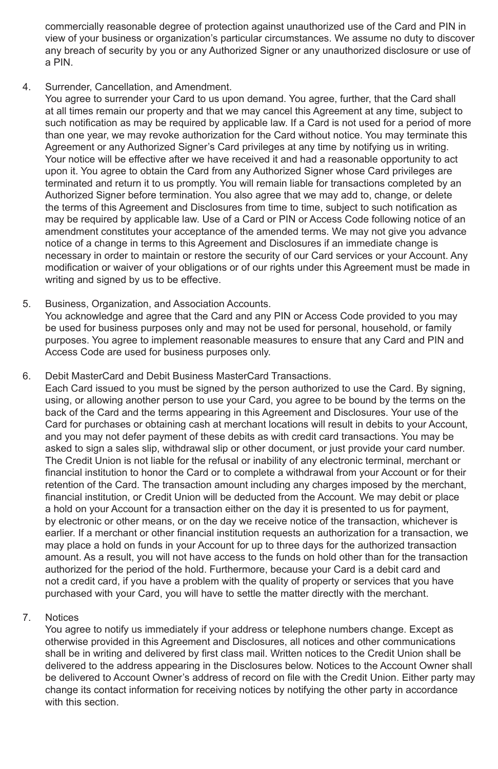commercially reasonable degree of protection against unauthorized use of the Card and PIN in view of your business or organization's particular circumstances. We assume no duty to discover any breach of security by you or any Authorized Signer or any unauthorized disclosure or use of a PIN.

4. Surrender, Cancellation, and Amendment.
   You agree to surrender your Card to us upon demand. You agree, further, that the Card shall at all times remain our property and that we may cancel this Agreement at any time, subject to such notification as may be required by applicable law. If a Card is not used for a period of more than one year, we may revoke authorization for the Card without notice. You may terminate this Agreement or any Authorized Signer's Card privileges at any time by notifying us in writing. Your notice will be effective after we have received it and had a reasonable opportunity to act upon it. You agree to obtain the Card from any Authorized Signer whose Card privileges are terminated and return it to us promptly. You will remain liable for transactions completed by an Authorized Signer before termination. You also agree that we may add to, change, or delete the terms of this Agreement and Disclosures from time to time, subject to such notification as may be required by applicable law. Use of a Card or PIN or Access Code following notice of an amendment constitutes your acceptance of the amended terms. We may not give you advance notice of a change in terms to this Agreement and Disclosures if an immediate change is necessary in order to maintain or restore the security of our Card services or your Account. Any modification or waiver of your obligations or of our rights under this Agreement must be made in writing and signed by us to be effective.

5. Business, Organization, and Association Accounts.
   You acknowledge and agree that the Card and any PIN or Access Code provided to you may be used for business purposes only and may not be used for personal, household, or family purposes. You agree to implement reasonable measures to ensure that any Card and PIN and Access Code are used for business purposes only.

6. Debit MasterCard and Debit Business MasterCard Transactions.
   Each Card issued to you must be signed by the person authorized to use the Card. By signing, using, or allowing another person to use your Card, you agree to be bound by the terms on the back of the Card and the terms appearing in this Agreement and Disclosures. Your use of the Card for purchases or obtaining cash at merchant locations will result in debits to your Account, and you may not defer payment of these debits as with credit card transactions. You may be asked to sign a sales slip, withdrawal slip or other document, or just provide your card number. The Credit Union is not liable for the refusal or inability of any electronic terminal, merchant or financial institution to honor the Card or to complete a withdrawal from your Account or for their retention of the Card. The transaction amount including any charges imposed by the merchant, financial institution, or Credit Union will be deducted from the Account. We may debit or place a hold on your Account for a transaction either on the day it is presented to us for payment, by electronic or other means, or on the day we receive notice of the transaction, whichever is earlier. If a merchant or other financial institution requests an authorization for a transaction, we may place a hold on funds in your Account for up to three days for the authorized transaction amount. As a result, you will not have access to the funds on hold other than for the transaction authorized for the period of the hold. Furthermore, because your Card is a debit card and not a credit card, if you have a problem with the quality of property or services that you have purchased with your Card, you will have to settle the matter directly with the merchant.

7. Notices
   You agree to notify us immediately if your address or telephone numbers change. Except as otherwise provided in this Agreement and Disclosures, all notices and other communications shall be in writing and delivered by first class mail. Written notices to the Credit Union shall be delivered to the address appearing in the Disclosures below. Notices to the Account Owner shall be delivered to Account Owner's address of record on file with the Credit Union. Either party may change its contact information for receiving notices by notifying the other party in accordance with this section.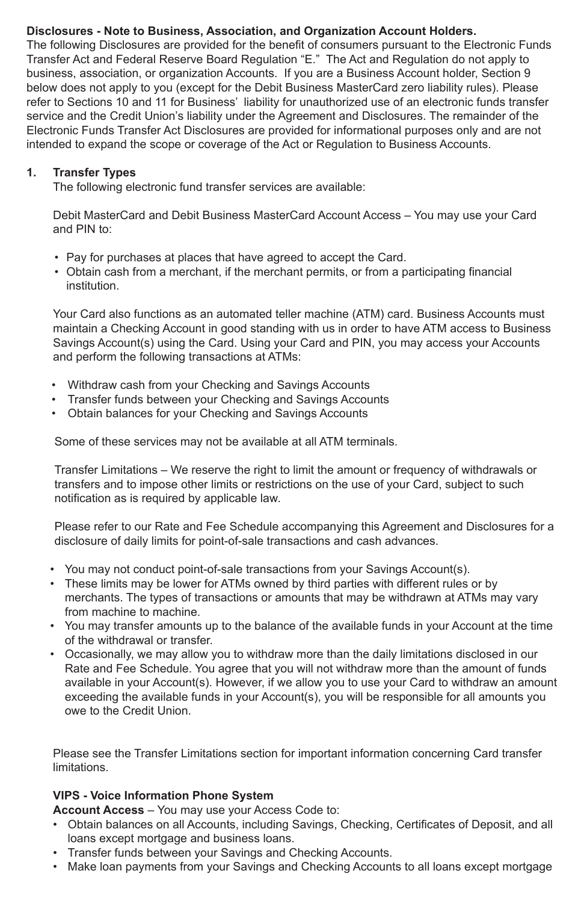**Disclosures - Note to Business, Association, and Organization Account Holders.**
The following Disclosures are provided for the benefit of consumers pursuant to the Electronic Funds Transfer Act and Federal Reserve Board Regulation "E." The Act and Regulation do not apply to business, association, or organization Accounts. If you are a Business Account holder, Section 9 below does not apply to you (except for the Debit Business MasterCard zero liability rules). Please refer to Sections 10 and 11 for Business' liability for unauthorized use of an electronic funds transfer service and the Credit Union's liability under the Agreement and Disclosures. The remainder of the Electronic Funds Transfer Act Disclosures are provided for informational purposes only and are not intended to expand the scope or coverage of the Act or Regulation to Business Accounts.

**1. Transfer Types**

The following electronic fund transfer services are available:

Debit MasterCard and Debit Business MasterCard Account Access – You may use your Card and PIN to:

- Pay for purchases at places that have agreed to accept the Card.
- Obtain cash from a merchant, if the merchant permits, or from a participating financial institution.

Your Card also functions as an automated teller machine (ATM) card. Business Accounts must maintain a Checking Account in good standing with us in order to have ATM access to Business Savings Account(s) using the Card. Using your Card and PIN, you may access your Accounts and perform the following transactions at ATMs:

- Withdraw cash from your Checking and Savings Accounts
- Transfer funds between your Checking and Savings Accounts
- Obtain balances for your Checking and Savings Accounts

Some of these services may not be available at all ATM terminals.

Transfer Limitations – We reserve the right to limit the amount or frequency of withdrawals or transfers and to impose other limits or restrictions on the use of your Card, subject to such notification as is required by applicable law.

Please refer to our Rate and Fee Schedule accompanying this Agreement and Disclosures for a disclosure of daily limits for point-of-sale transactions and cash advances.

- You may not conduct point-of-sale transactions from your Savings Account(s).
- These limits may be lower for ATMs owned by third parties with different rules or by merchants. The types of transactions or amounts that may be withdrawn at ATMs may vary from machine to machine.
- You may transfer amounts up to the balance of the available funds in your Account at the time of the withdrawal or transfer.
- Occasionally, we may allow you to withdraw more than the daily limitations disclosed in our Rate and Fee Schedule. You agree that you will not withdraw more than the amount of funds available in your Account(s). However, if we allow you to use your Card to withdraw an amount exceeding the available funds in your Account(s), you will be responsible for all amounts you owe to the Credit Union.

Please see the Transfer Limitations section for important information concerning Card transfer limitations.

**VIPS - Voice Information Phone System**

**Account Access** – You may use your Access Code to:

- Obtain balances on all Accounts, including Savings, Checking, Certificates of Deposit, and all loans except mortgage and business loans.
- Transfer funds between your Savings and Checking Accounts.
- Make loan payments from your Savings and Checking Accounts to all loans except mortgage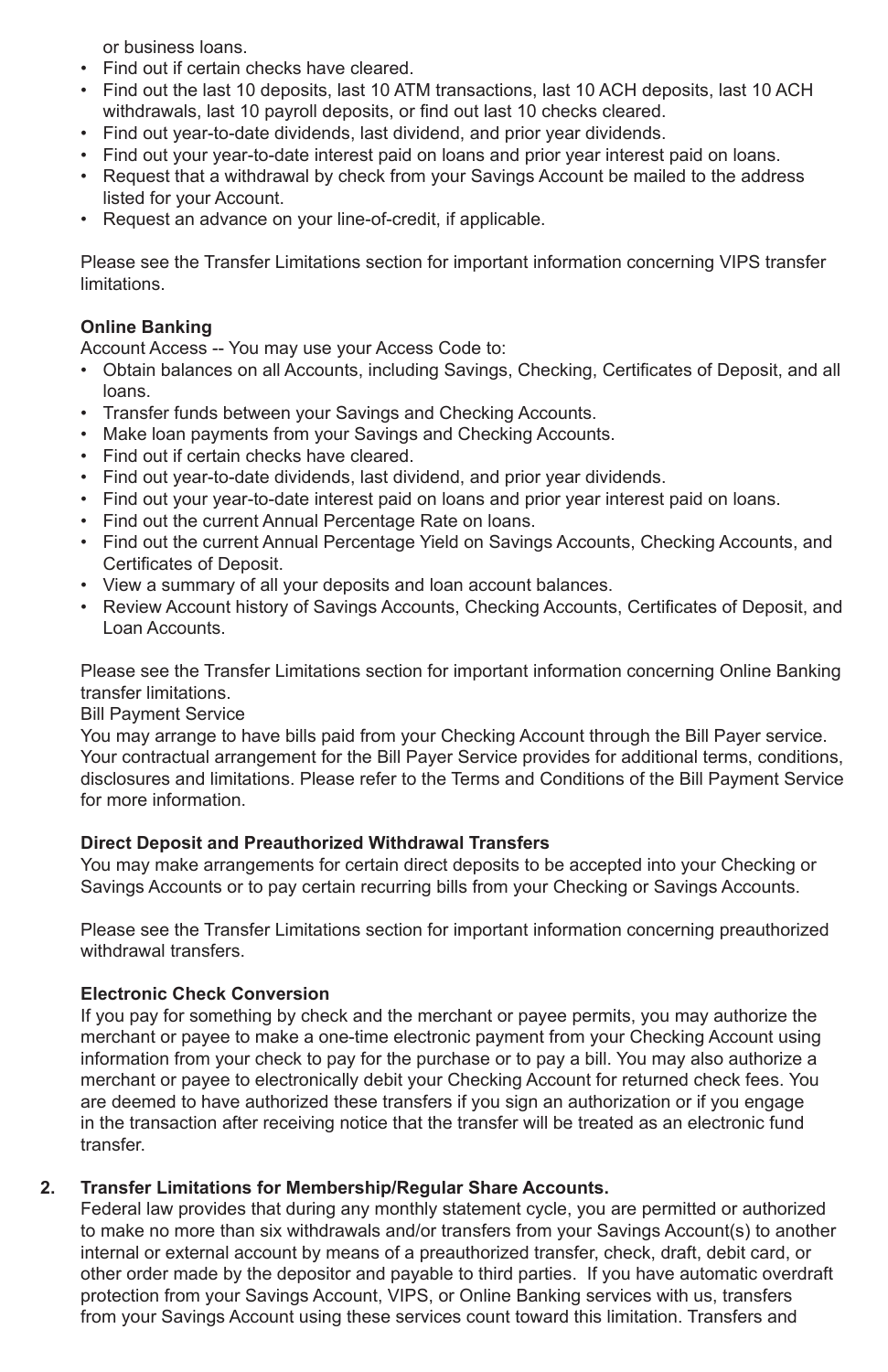or business loans.

- Find out if certain checks have cleared.
- Find out the last 10 deposits, last 10 ATM transactions, last 10 ACH deposits, last 10 ACH withdrawals, last 10 payroll deposits, or find out last 10 checks cleared.
- Find out year-to-date dividends, last dividend, and prior year dividends.
- Find out your year-to-date interest paid on loans and prior year interest paid on loans.
- Request that a withdrawal by check from your Savings Account be mailed to the address listed for your Account.
- Request an advance on your line-of-credit, if applicable.

Please see the Transfer Limitations section for important information concerning VIPS transfer limitations.

**Online Banking**

Account Access -- You may use your Access Code to:

- Obtain balances on all Accounts, including Savings, Checking, Certificates of Deposit, and all loans.
- Transfer funds between your Savings and Checking Accounts.
- Make loan payments from your Savings and Checking Accounts.
- Find out if certain checks have cleared.
- Find out year-to-date dividends, last dividend, and prior year dividends.
- Find out your year-to-date interest paid on loans and prior year interest paid on loans.
- Find out the current Annual Percentage Rate on loans.
- Find out the current Annual Percentage Yield on Savings Accounts, Checking Accounts, and Certificates of Deposit.
- View a summary of all your deposits and loan account balances.
- Review Account history of Savings Accounts, Checking Accounts, Certificates of Deposit, and Loan Accounts.

Please see the Transfer Limitations section for important information concerning Online Banking transfer limitations.

Bill Payment Service

You may arrange to have bills paid from your Checking Account through the Bill Payer service. Your contractual arrangement for the Bill Payer Service provides for additional terms, conditions, disclosures and limitations. Please refer to the Terms and Conditions of the Bill Payment Service for more information.

**Direct Deposit and Preauthorized Withdrawal Transfers**

You may make arrangements for certain direct deposits to be accepted into your Checking or Savings Accounts or to pay certain recurring bills from your Checking or Savings Accounts.

Please see the Transfer Limitations section for important information concerning preauthorized withdrawal transfers.

**Electronic Check Conversion**

If you pay for something by check and the merchant or payee permits, you may authorize the merchant or payee to make a one-time electronic payment from your Checking Account using information from your check to pay for the purchase or to pay a bill. You may also authorize a merchant or payee to electronically debit your Checking Account for returned check fees. You are deemed to have authorized these transfers if you sign an authorization or if you engage in the transaction after receiving notice that the transfer will be treated as an electronic fund transfer.

**2. Transfer Limitations for Membership/Regular Share Accounts.**

Federal law provides that during any monthly statement cycle, you are permitted or authorized to make no more than six withdrawals and/or transfers from your Savings Account(s) to another internal or external account by means of a preauthorized transfer, check, draft, debit card, or other order made by the depositor and payable to third parties. If you have automatic overdraft protection from your Savings Account, VIPS, or Online Banking services with us, transfers from your Savings Account using these services count toward this limitation. Transfers and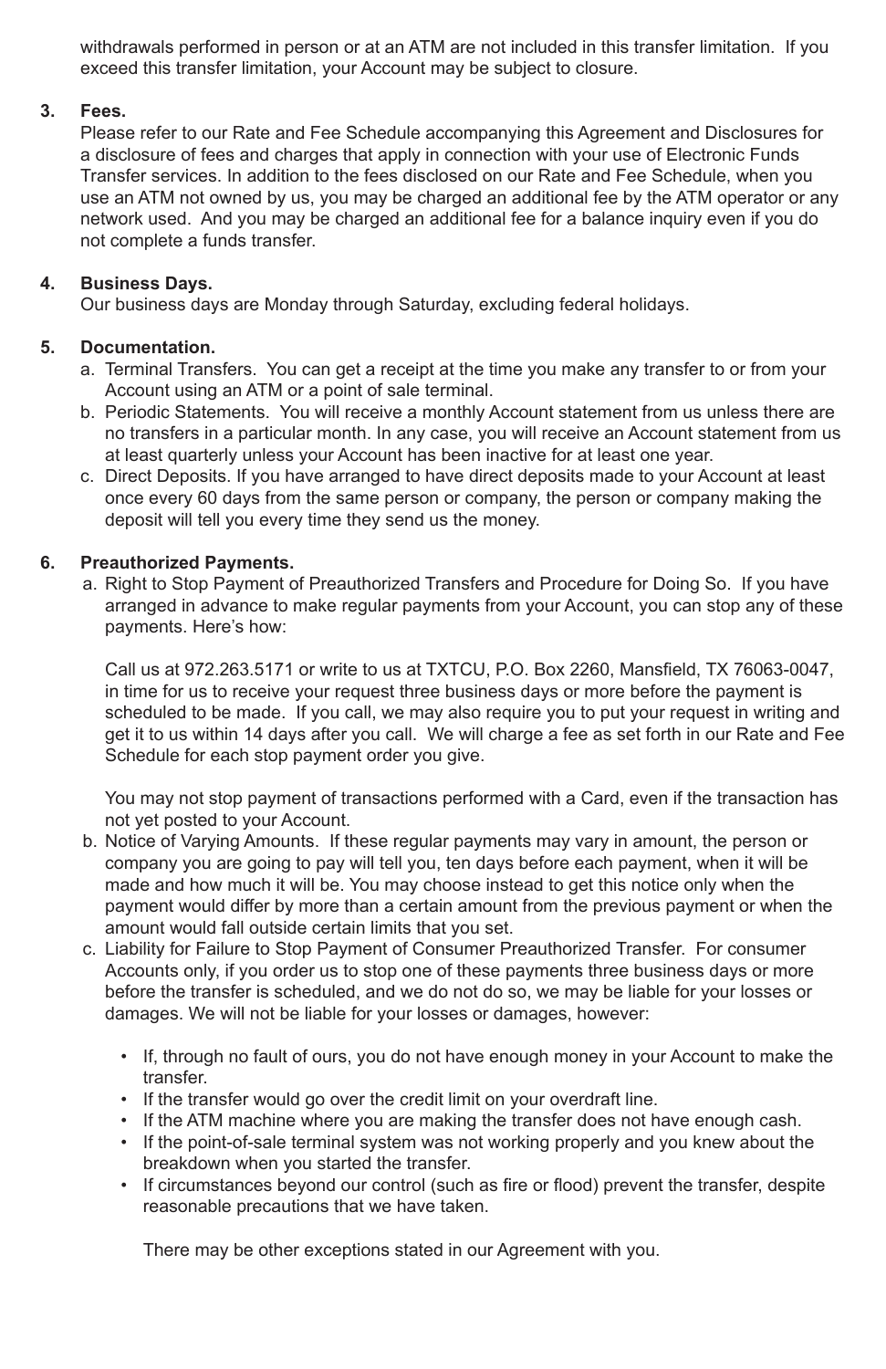withdrawals performed in person or at an ATM are not included in this transfer limitation. If you exceed this transfer limitation, your Account may be subject to closure.

3. **Fees.**
   Please refer to our Rate and Fee Schedule accompanying this Agreement and Disclosures for a disclosure of fees and charges that apply in connection with your use of Electronic Funds Transfer services. In addition to the fees disclosed on our Rate and Fee Schedule, when you use an ATM not owned by us, you may be charged an additional fee by the ATM operator or any network used. And you may be charged an additional fee for a balance inquiry even if you do not complete a funds transfer.

4. **Business Days.**
   Our business days are Monday through Saturday, excluding federal holidays.

5. **Documentation.**
   a. Terminal Transfers. You can get a receipt at the time you make any transfer to or from your Account using an ATM or a point of sale terminal.
   b. Periodic Statements. You will receive a monthly Account statement from us unless there are no transfers in a particular month. In any case, you will receive an Account statement from us at least quarterly unless your Account has been inactive for at least one year.
   c. Direct Deposits. If you have arranged to have direct deposits made to your Account at least once every 60 days from the same person or company, the person or company making the deposit will tell you every time they send us the money.

6. **Preauthorized Payments.**
   a. Right to Stop Payment of Preauthorized Transfers and Procedure for Doing So. If you have arranged in advance to make regular payments from your Account, you can stop any of these payments. Here's how:

      Call us at 972.263.5171 or write to us at TXTCU, P.O. Box 2260, Mansfield, TX 76063-0047, in time for us to receive your request three business days or more before the payment is scheduled to be made. If you call, we may also require you to put your request in writing and get it to us within 14 days after you call. We will charge a fee as set forth in our Rate and Fee Schedule for each stop payment order you give.

      You may not stop payment of transactions performed with a Card, even if the transaction has not yet posted to your Account.
   b. Notice of Varying Amounts. If these regular payments may vary in amount, the person or company you are going to pay will tell you, ten days before each payment, when it will be made and how much it will be. You may choose instead to get this notice only when the payment would differ by more than a certain amount from the previous payment or when the amount would fall outside certain limits that you set.
   c. Liability for Failure to Stop Payment of Consumer Preauthorized Transfer. For consumer Accounts only, if you order us to stop one of these payments three business days or more before the transfer is scheduled, and we do not do so, we may be liable for your losses or damages. We will not be liable for your losses or damages, however:

      - If, through no fault of ours, you do not have enough money in your Account to make the transfer.
      - If the transfer would go over the credit limit on your overdraft line.
      - If the ATM machine where you are making the transfer does not have enough cash.
      - If the point-of-sale terminal system was not working properly and you knew about the breakdown when you started the transfer.
      - If circumstances beyond our control (such as fire or flood) prevent the transfer, despite reasonable precautions that we have taken.

      There may be other exceptions stated in our Agreement with you.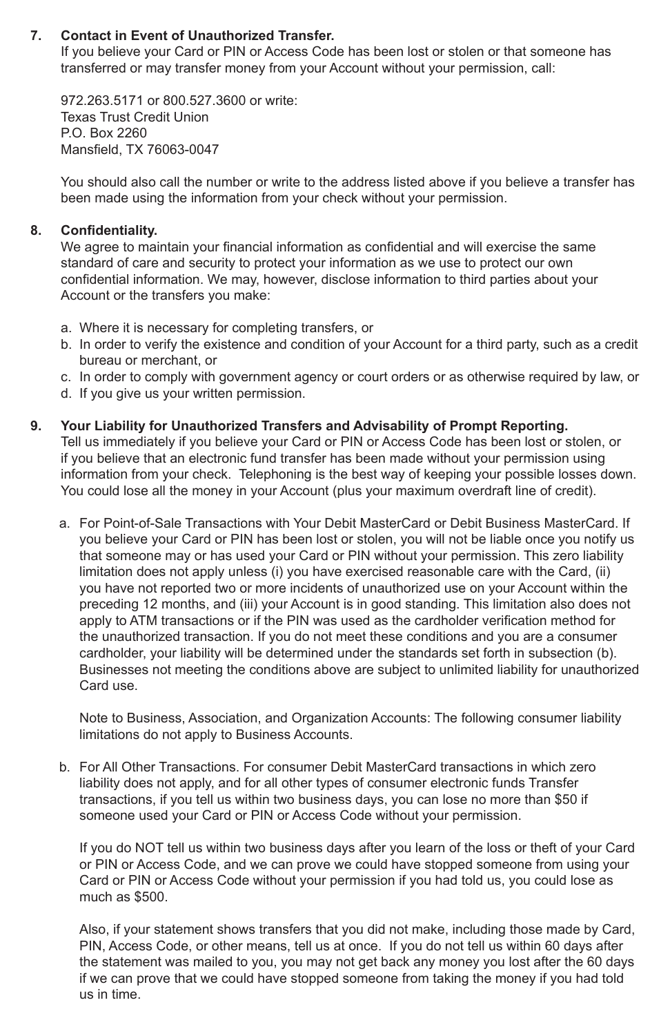7. **Contact in Event of Unauthorized Transfer.**
   If you believe your Card or PIN or Access Code has been lost or stolen or that someone has transferred or may transfer money from your Account without your permission, call:

   972.263.5171 or 800.527.3600 or write:
   Texas Trust Credit Union
   P.O. Box 2260
   Mansfield, TX 76063-0047

   You should also call the number or write to the address listed above if you believe a transfer has been made using the information from your check without your permission.

8. **Confidentiality.**
   We agree to maintain your financial information as confidential and will exercise the same standard of care and security to protect your information as we use to protect our own confidential information. We may, however, disclose information to third parties about your Account or the transfers you make:

   a. Where it is necessary for completing transfers, or
   b. In order to verify the existence and condition of your Account for a third party, such as a credit bureau or merchant, or
   c. In order to comply with government agency or court orders or as otherwise required by law, or
   d. If you give us your written permission.

9. **Your Liability for Unauthorized Transfers and Advisability of Prompt Reporting.**
   Tell us immediately if you believe your Card or PIN or Access Code has been lost or stolen, or if you believe that an electronic fund transfer has been made without your permission using information from your check. Telephoning is the best way of keeping your possible losses down. You could lose all the money in your Account (plus your maximum overdraft line of credit).

   a. For Point-of-Sale Transactions with Your Debit MasterCard or Debit Business MasterCard. If you believe your Card or PIN has been lost or stolen, you will not be liable once you notify us that someone may or has used your Card or PIN without your permission. This zero liability limitation does not apply unless (i) you have exercised reasonable care with the Card, (ii) you have not reported two or more incidents of unauthorized use on your Account within the preceding 12 months, and (iii) your Account is in good standing. This limitation also does not apply to ATM transactions or if the PIN was used as the cardholder verification method for the unauthorized transaction. If you do not meet these conditions and you are a consumer cardholder, your liability will be determined under the standards set forth in subsection (b). Businesses not meeting the conditions above are subject to unlimited liability for unauthorized Card use.

      Note to Business, Association, and Organization Accounts: The following consumer liability limitations do not apply to Business Accounts.

   b. For All Other Transactions. For consumer Debit MasterCard transactions in which zero liability does not apply, and for all other types of consumer electronic funds Transfer transactions, if you tell us within two business days, you can lose no more than $50 if someone used your Card or PIN or Access Code without your permission.

      If you do NOT tell us within two business days after you learn of the loss or theft of your Card or PIN or Access Code, and we can prove we could have stopped someone from using your Card or PIN or Access Code without your permission if you had told us, you could lose as much as $500.

      Also, if your statement shows transfers that you did not make, including those made by Card, PIN, Access Code, or other means, tell us at once. If you do not tell us within 60 days after the statement was mailed to you, you may not get back any money you lost after the 60 days if we can prove that we could have stopped someone from taking the money if you had told us in time.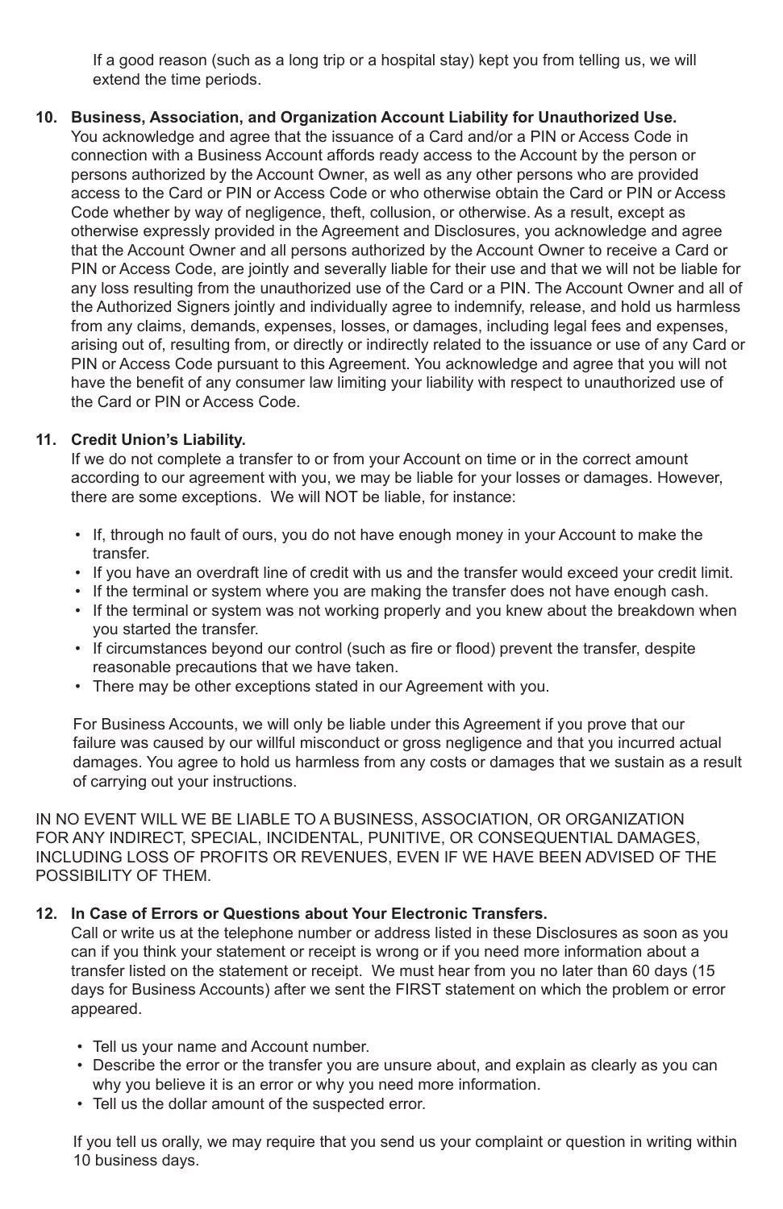If a good reason (such as a long trip or a hospital stay) kept you from telling us, we will extend the time periods.

10. **Business, Association, and Organization Account Liability for Unauthorized Use.**
You acknowledge and agree that the issuance of a Card and/or a PIN or Access Code in connection with a Business Account affords ready access to the Account by the person or persons authorized by the Account Owner, as well as any other persons who are provided access to the Card or PIN or Access Code or who otherwise obtain the Card or PIN or Access Code whether by way of negligence, theft, collusion, or otherwise. As a result, except as otherwise expressly provided in the Agreement and Disclosures, you acknowledge and agree that the Account Owner and all persons authorized by the Account Owner to receive a Card or PIN or Access Code, are jointly and severally liable for their use and that we will not be liable for any loss resulting from the unauthorized use of the Card or a PIN. The Account Owner and all of the Authorized Signers jointly and individually agree to indemnify, release, and hold us harmless from any claims, demands, expenses, losses, or damages, including legal fees and expenses, arising out of, resulting from, or directly or indirectly related to the issuance or use of any Card or PIN or Access Code pursuant to this Agreement. You acknowledge and agree that you will not have the benefit of any consumer law limiting your liability with respect to unauthorized use of the Card or PIN or Access Code.

11. **Credit Union's Liability.**
If we do not complete a transfer to or from your Account on time or in the correct amount according to our agreement with you, we may be liable for your losses or damages. However, there are some exceptions. We will NOT be liable, for instance:

    - If, through no fault of ours, you do not have enough money in your Account to make the transfer.
    - If you have an overdraft line of credit with us and the transfer would exceed your credit limit.
    - If the terminal or system where you are making the transfer does not have enough cash.
    - If the terminal or system was not working properly and you knew about the breakdown when you started the transfer.
    - If circumstances beyond our control (such as fire or flood) prevent the transfer, despite reasonable precautions that we have taken.
    - There may be other exceptions stated in our Agreement with you.

    For Business Accounts, we will only be liable under this Agreement if you prove that our failure was caused by our willful misconduct or gross negligence and that you incurred actual damages. You agree to hold us harmless from any costs or damages that we sustain as a result of carrying out your instructions.

IN NO EVENT WILL WE BE LIABLE TO A BUSINESS, ASSOCIATION, OR ORGANIZATION FOR ANY INDIRECT, SPECIAL, INCIDENTAL, PUNITIVE, OR CONSEQUENTIAL DAMAGES, INCLUDING LOSS OF PROFITS OR REVENUES, EVEN IF WE HAVE BEEN ADVISED OF THE POSSIBILITY OF THEM.

12. **In Case of Errors or Questions about Your Electronic Transfers.**
Call or write us at the telephone number or address listed in these Disclosures as soon as you can if you think your statement or receipt is wrong or if you need more information about a transfer listed on the statement or receipt. We must hear from you no later than 60 days (15 days for Business Accounts) after we sent the FIRST statement on which the problem or error appeared.

    - Tell us your name and Account number.
    - Describe the error or the transfer you are unsure about, and explain as clearly as you can why you believe it is an error or why you need more information.
    - Tell us the dollar amount of the suspected error.

    If you tell us orally, we may require that you send us your complaint or question in writing within 10 business days.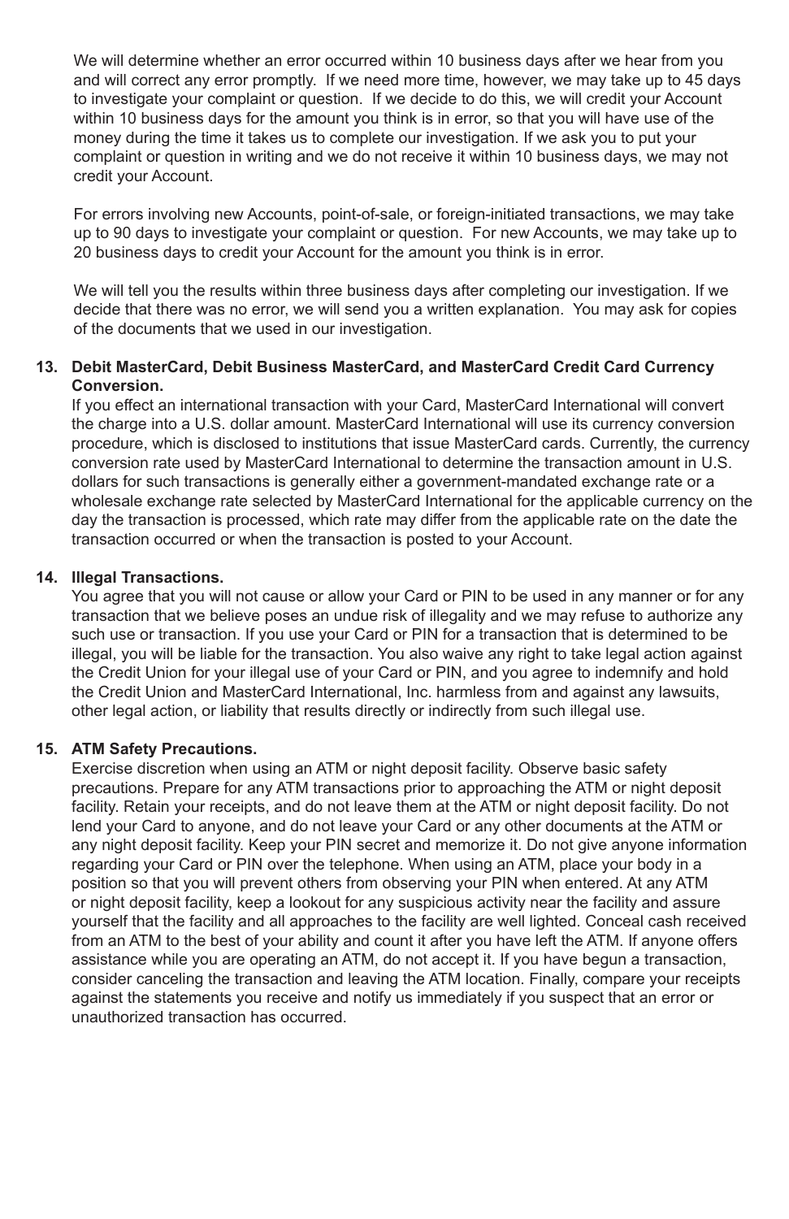We will determine whether an error occurred within 10 business days after we hear from you and will correct any error promptly. If we need more time, however, we may take up to 45 days to investigate your complaint or question. If we decide to do this, we will credit your Account within 10 business days for the amount you think is in error, so that you will have use of the money during the time it takes us to complete our investigation. If we ask you to put your complaint or question in writing and we do not receive it within 10 business days, we may not credit your Account.

For errors involving new Accounts, point-of-sale, or foreign-initiated transactions, we may take up to 90 days to investigate your complaint or question. For new Accounts, we may take up to 20 business days to credit your Account for the amount you think is in error.

We will tell you the results within three business days after completing our investigation. If we decide that there was no error, we will send you a written explanation. You may ask for copies of the documents that we used in our investigation.

**13. Debit MasterCard, Debit Business MasterCard, and MasterCard Credit Card Currency Conversion.**

If you effect an international transaction with your Card, MasterCard International will convert the charge into a U.S. dollar amount. MasterCard International will use its currency conversion procedure, which is disclosed to institutions that issue MasterCard cards. Currently, the currency conversion rate used by MasterCard International to determine the transaction amount in U.S. dollars for such transactions is generally either a government-mandated exchange rate or a wholesale exchange rate selected by MasterCard International for the applicable currency on the day the transaction is processed, which rate may differ from the applicable rate on the date the transaction occurred or when the transaction is posted to your Account.

**14. Illegal Transactions.**

You agree that you will not cause or allow your Card or PIN to be used in any manner or for any transaction that we believe poses an undue risk of illegality and we may refuse to authorize any such use or transaction. If you use your Card or PIN for a transaction that is determined to be illegal, you will be liable for the transaction. You also waive any right to take legal action against the Credit Union for your illegal use of your Card or PIN, and you agree to indemnify and hold the Credit Union and MasterCard International, Inc. harmless from and against any lawsuits, other legal action, or liability that results directly or indirectly from such illegal use.

**15. ATM Safety Precautions.**

Exercise discretion when using an ATM or night deposit facility. Observe basic safety precautions. Prepare for any ATM transactions prior to approaching the ATM or night deposit facility. Retain your receipts, and do not leave them at the ATM or night deposit facility. Do not lend your Card to anyone, and do not leave your Card or any other documents at the ATM or any night deposit facility. Keep your PIN secret and memorize it. Do not give anyone information regarding your Card or PIN over the telephone. When using an ATM, place your body in a position so that you will prevent others from observing your PIN when entered. At any ATM or night deposit facility, keep a lookout for any suspicious activity near the facility and assure yourself that the facility and all approaches to the facility are well lighted. Conceal cash received from an ATM to the best of your ability and count it after you have left the ATM. If anyone offers assistance while you are operating an ATM, do not accept it. If you have begun a transaction, consider canceling the transaction and leaving the ATM location. Finally, compare your receipts against the statements you receive and notify us immediately if you suspect that an error or unauthorized transaction has occurred.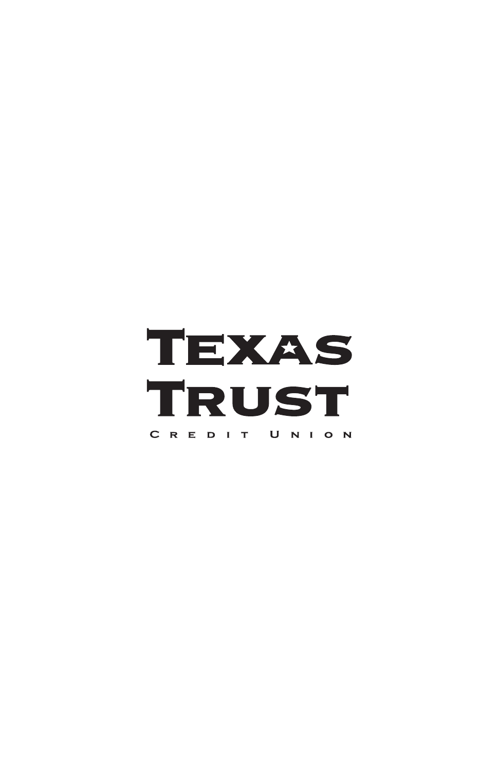# Texas Trust

CREDIT UNION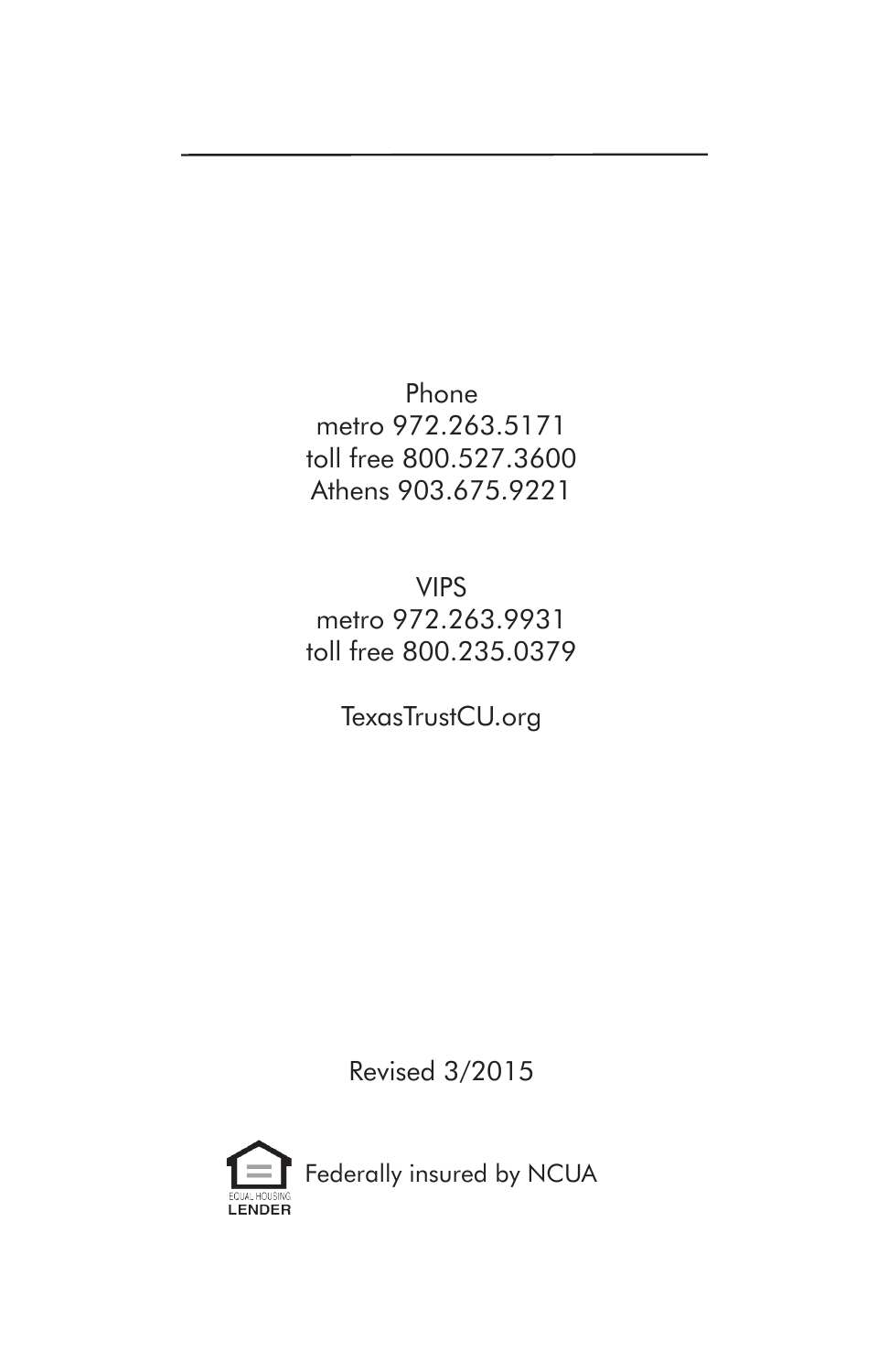Phone
metro 972.263.5171
toll free 800.527.3600
Athens 903.675.9221

VIPS
metro 972.263.9931
toll free 800.235.0379

TexasTrustCU.org

Revised 3/2015

EQUAL HOUSING LENDER

Federally insured by NCUA